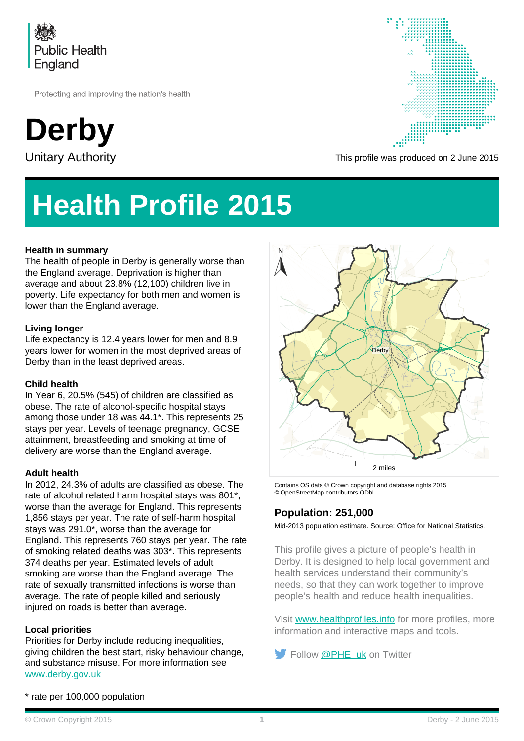Public Health England

Protecting and improving the nation's health

# Derby

Unitary Authority

This profile was produced on 2 June 2015

# Health Profile 2015

### Health in summary

The health of people in Derby is generally worse than the England average. Deprivation is higher than average and about 23.8% (12,100) children live in poverty. Life expectancy for both men and women is lower than the England average.

### Living longer

Life expectancy is 12.4 years lower for men and 8.9 years lower for women in the most deprived areas of Derby than in the least deprived areas.

### Child health

In Year 6, 20.5% (545) of children are classified as obese. The rate of alcohol-specific hospital stays among those under 18 was 44.1*. This represents 25 stays per year. Levels of teenage pregnancy, GCSE attainment, breastfeeding and smoking at time of delivery are worse than the England average.

### Adult health

In 2012, 24.3% of adults are classified as obese. The rate of alcohol related harm hospital stays was 801*, worse than the average for England. This represents 1,856 stays per year. The rate of self-harm hospital stays was 291.0*, worse than the average for England. This represents 760 stays per year. The rate of smoking related deaths was 303*. This represents 374 deaths per year. Estimated levels of adult smoking are worse than the England average. The rate of sexually transmitted infections is worse than average. The rate of people killed and seriously injured on roads is better than average.

### Local priorities

Priorities for Derby include reducing inequalities, giving children the best start, risky behaviour change, and substance misuse. For more information see www.derby.gov.uk

\* rate per 100,000 population

N

Derby

2 miles

Contains OS data © Crown copyright and database rights 2015
© OpenStreetMap contributors ODbL

### Population: 251,000

Mid-2013 population estimate. Source: Office for National Statistics.

This profile gives a picture of people's health in Derby. It is designed to help local government and health services understand their community's needs, so that they can work together to improve people's health and reduce health inequalities.

Visit www.healthprofiles.info for more profiles, more information and interactive maps and tools.

Follow @PHE_uk on Twitter

© Crown Copyright 2015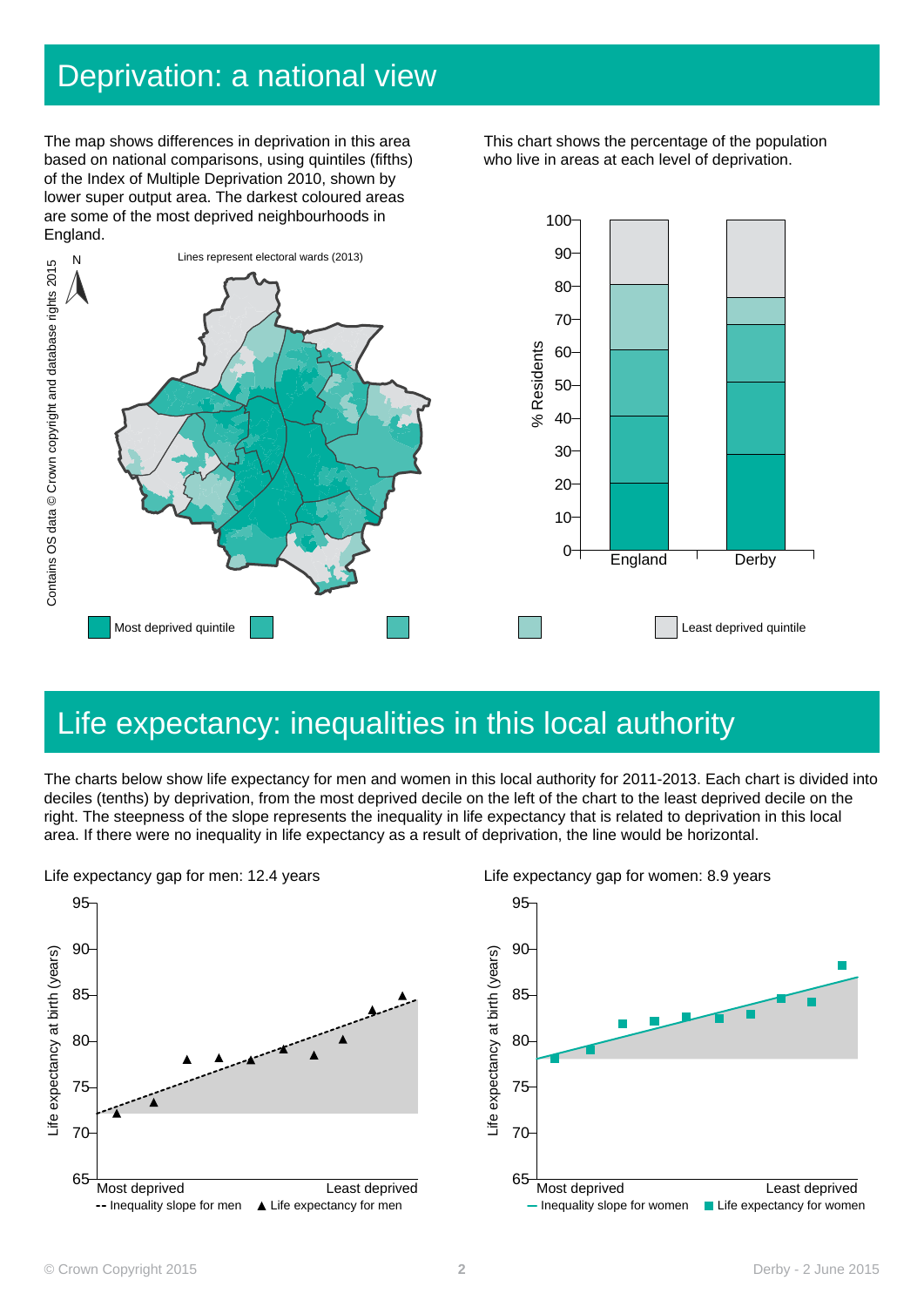# Deprivation: a national view

The map shows differences in deprivation in this area based on national comparisons, using quintiles (fifths) of the Index of Multiple Deprivation 2010, shown by lower super output area. The darkest coloured areas are some of the most deprived neighbourhoods in England.

Lines represent electoral wards (2013)

N

Contains OS data © Crown copyright and database rights 2015

This chart shows the percentage of the population who live in areas at each level of deprivation.

% Residents

100
90
80
70
60
50
40
30
20
10
0

England
Derby

Most deprived quintile
Least deprived quintile

# Life expectancy: inequalities in this local authority

The charts below show life expectancy for men and women in this local authority for 2011-2013. Each chart is divided into deciles (tenths) by deprivation, from the most deprived decile on the left of the chart to the least deprived decile on the right. The steepness of the slope represents the inequality in life expectancy that is related to deprivation in this local area. If there were no inequality in life expectancy as a result of deprivation, the line would be horizontal.

Life expectancy gap for men: 12.4 years

Life expectancy at birth (years)

95
90
85
80
75
70
65

Most deprived
Least deprived

-- Inequality slope for men
▲ Life expectancy for men

Life expectancy gap for women: 8.9 years

Life expectancy at birth (years)

95
90
85
80
75
70
65

Most deprived
Least deprived

— Inequality slope for women
■ Life expectancy for women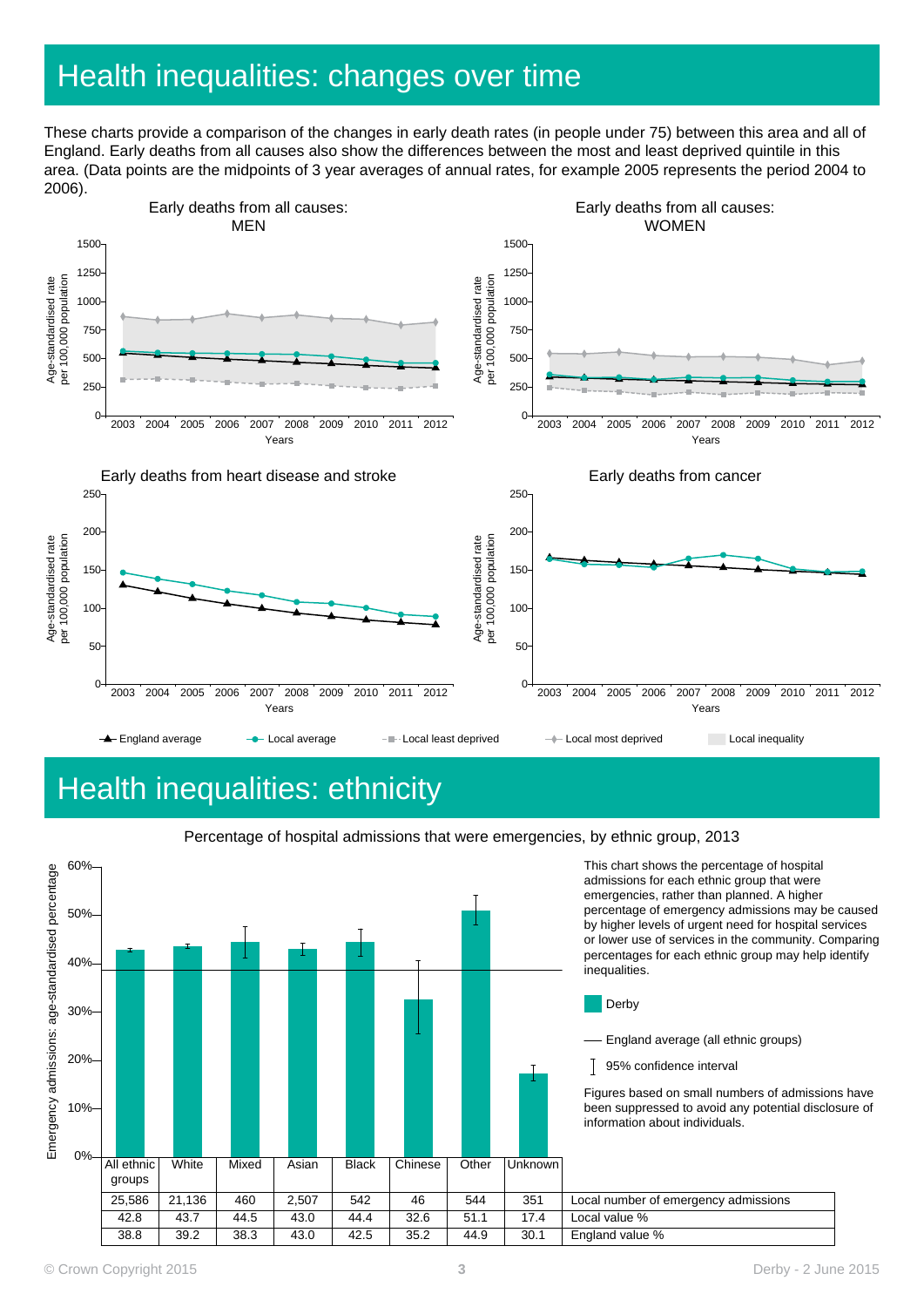# Health inequalities: changes over time

These charts provide a comparison of the changes in early death rates (in people under 75) between this area and all of England. Early deaths from all causes also show the differences between the most and least deprived quintile in this area. (Data points are the midpoints of 3 year averages of annual rates, for example 2005 represents the period 2004 to 2006).

Early deaths from all causes: MEN

Age-standardised rate per 100,000 population

1500
1250
1000
750
500
250
0

2003 2004 2005 2006 2007 2008 2009 2010 2011 2012

Years

Early deaths from all causes: WOMEN

Age-standardised rate per 100,000 population

1500
1250
1000
750
500
250
0

2003 2004 2005 2006 2007 2008 2009 2010 2011 2012

Years

Early deaths from heart disease and stroke

Age-standardised rate per 100,000 population

250
200
150
100
50
0

2003 2004 2005 2006 2007 2008 2009 2010 2011 2012

Years

Early deaths from cancer

Age-standardised rate per 100,000 population

250
200
150
100
50
0

2003 2004 2005 2006 2007 2008 2009 2010 2011 2012

Years

England average — Local average — Local least deprived — Local most deprived — Local inequality

# Health inequalities: ethnicity

Percentage of hospital admissions that were emergencies, by ethnic group, 2013

Emergency admissions: age-standardised percentage

60%
50%
40%
30%
20%
10%
0%

This chart shows the percentage of hospital admissions for each ethnic group that were emergencies, rather than planned. A higher percentage of emergency admissions may be caused by higher levels of urgent need for hospital services or lower use of services in the community. Comparing percentages for each ethnic group may help identify inequalities.

Derby

England average (all ethnic groups)

95% confidence interval

Figures based on small numbers of admissions have been suppressed to avoid any potential disclosure of information about individuals.

| All ethnic groups | White | Mixed | Asian | Black | Chinese | Other | Unknown | |
|---|---|---|---|---|---|---|---|---|
| 25,586 | 21,136 | 460 | 2,507 | 542 | 46 | 544 | 351 | Local number of emergency admissions |
| 42.8 | 43.7 | 44.5 | 43.0 | 44.4 | 32.6 | 51.1 | 17.4 | Local value % |
| 38.8 | 39.2 | 38.3 | 43.0 | 42.5 | 35.2 | 44.9 | 30.1 | England value % |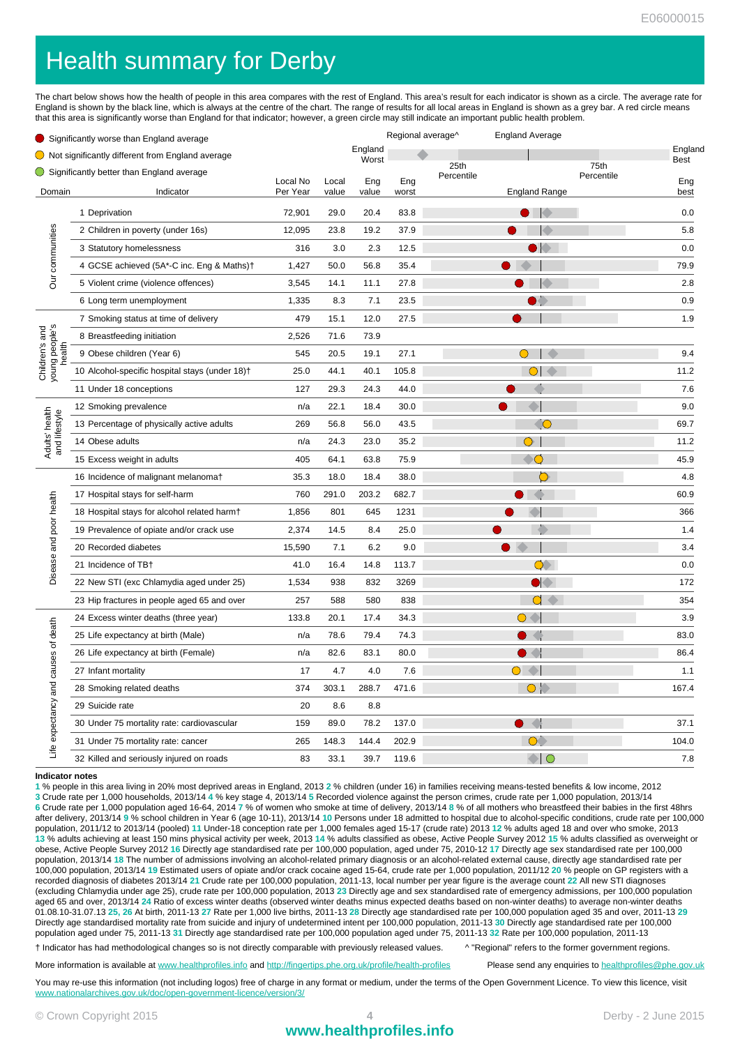# Health summary for Derby

The chart below shows how the health of people in this area compares with the rest of England. This area's result for each indicator is shown as a circle. The average rate for England is shown by the black line, which is always at the centre of the chart. The range of results for all local areas in England is shown as a grey bar. A red circle means that this area is significantly worse than England for that indicator; however, a green circle may still indicate an important public health problem.

- Significantly worse than England average
- Not significantly different from England average
- Significantly better than England average

Regional average^ England Average England Worst England Best 25th Percentile 75th Percentile England Range

| Domain | Indicator | Local No Per Year | Local value | Eng value | Eng worst | Eng best |
|---|---|---|---|---|---|---|
| Our communities | 1 Deprivation | 72,901 | 29.0 | 20.4 | 83.8 | 0.0 |
| | 2 Children in poverty (under 16s) | 12,095 | 23.8 | 19.2 | 37.9 | 5.8 |
| | 3 Statutory homelessness | 316 | 3.0 | 2.3 | 12.5 | 0.0 |
| | 4 GCSE achieved (5A*-C inc. Eng & Maths)† | 1,427 | 50.0 | 56.8 | 35.4 | 79.9 |
| | 5 Violent crime (violence offences) | 3,545 | 14.1 | 11.1 | 27.8 | 2.8 |
| | 6 Long term unemployment | 1,335 | 8.3 | 7.1 | 23.5 | 0.9 |
| Children's and young people's health | 7 Smoking status at time of delivery | 479 | 15.1 | 12.0 | 27.5 | 1.9 |
| | 8 Breastfeeding initiation | 2,526 | 71.6 | 73.9 | | |
| | 9 Obese children (Year 6) | 545 | 20.5 | 19.1 | 27.1 | 9.4 |
| | 10 Alcohol-specific hospital stays (under 18)† | 25.0 | 44.1 | 40.1 | 105.8 | 11.2 |
| | 11 Under 18 conceptions | 127 | 29.3 | 24.3 | 44.0 | 7.6 |
| Adults' health and lifestyle | 12 Smoking prevalence | n/a | 22.1 | 18.4 | 30.0 | 9.0 |
| | 13 Percentage of physically active adults | 269 | 56.8 | 56.0 | 43.5 | 69.7 |
| | 14 Obese adults | n/a | 24.3 | 23.0 | 35.2 | 11.2 |
| | 15 Excess weight in adults | 405 | 64.1 | 63.8 | 75.9 | 45.9 |
| Disease and poor health | 16 Incidence of malignant melanoma† | 35.3 | 18.0 | 18.4 | 38.0 | 4.8 |
| | 17 Hospital stays for self-harm | 760 | 291.0 | 203.2 | 682.7 | 60.9 |
| | 18 Hospital stays for alcohol related harm† | 1,856 | 801 | 645 | 1231 | 366 |
| | 19 Prevalence of opiate and/or crack use | 2,374 | 14.5 | 8.4 | 25.0 | 1.4 |
| | 20 Recorded diabetes | 15,590 | 7.1 | 6.2 | 9.0 | 3.4 |
| | 21 Incidence of TB† | 41.0 | 16.4 | 14.8 | 113.7 | 0.0 |
| | 22 New STI (exc Chlamydia aged under 25) | 1,534 | 938 | 832 | 3269 | 172 |
| | 23 Hip fractures in people aged 65 and over | 257 | 588 | 580 | 838 | 354 |
| Life expectancy and causes of death | 24 Excess winter deaths (three year) | 133.8 | 20.1 | 17.4 | 34.3 | 3.9 |
| | 25 Life expectancy at birth (Male) | n/a | 78.6 | 79.4 | 74.3 | 83.0 |
| | 26 Life expectancy at birth (Female) | n/a | 82.6 | 83.1 | 80.0 | 86.4 |
| | 27 Infant mortality | 17 | 4.7 | 4.0 | 7.6 | 1.1 |
| | 28 Smoking related deaths | 374 | 303.1 | 288.7 | 471.6 | 167.4 |
| | 29 Suicide rate | 20 | 8.6 | 8.8 | | |
| | 30 Under 75 mortality rate: cardiovascular | 159 | 89.0 | 78.2 | 137.0 | 37.1 |
| | 31 Under 75 mortality rate: cancer | 265 | 148.3 | 144.4 | 202.9 | 104.0 |
| | 32 Killed and seriously injured on roads | 83 | 33.1 | 39.7 | 119.6 | 7.8 |

**Indicator notes**

**1** % people in this area living in 20% most deprived areas in England, 2013 **2** % children (under 16) in families receiving means-tested benefits & low income, 2012 **3** Crude rate per 1,000 households, 2013/14 **4** % key stage 4, 2013/14 **5** Recorded violence against the person crimes, crude rate per 1,000 population, 2013/14 **6** Crude rate per 1,000 population aged 16-64, 2014 **7** % of women who smoke at time of delivery, 2013/14 **8** % of all mothers who breastfeed their babies in the first 48hrs after delivery, 2013/14 **9** % school children in Year 6 (age 10-11), 2013/14 **10** Persons under 18 admitted to hospital due to alcohol-specific conditions, crude rate per 100,000 population, 2011/12 to 2013/14 (pooled) **11** Under-18 conception rate per 1,000 females aged 15-17 (crude rate) 2013 **12** % adults aged 18 and over who smoke, 2013 **13** % adults achieving at least 150 mins physical activity per week, 2013 **14** % adults classified as obese, Active People Survey 2012 **15** % adults classified as overweight or obese, Active People Survey 2012 **16** Directly age standardised rate per 100,000 population, aged under 75, 2010-12 **17** Directly age sex standardised rate per 100,000 population, 2013/14 **18** The number of admissions involving an alcohol-related primary diagnosis or an alcohol-related external cause, directly age standardised rate per 100,000 population, 2013/14 **19** Estimated users of opiate and/or crack cocaine aged 15-64, crude rate per 1,000 population, 2011/12 **20** % people on GP registers with a recorded diagnosis of diabetes 2013/14 **21** Crude rate per 100,000 population, 2011-13, local number per year figure is the average count **22** All new STI diagnoses (excluding Chlamydia under age 25), crude rate per 100,000 population, 2013 **23** Directly age and sex standardised rate of emergency admissions, per 100,000 population aged 65 and over, 2013/14 **24** Ratio of excess winter deaths (observed winter deaths minus expected deaths based on non-winter deaths) to average non-winter deaths 01.08.10-31.07.13 **25, 26** At birth, 2011-13 **27** Rate per 1,000 live births, 2011-13 **28** Directly age standardised rate per 100,000 population aged 35 and over, 2011-13 **29** Directly age standardised mortality rate from suicide and injury of undetermined intent per 100,000 population, 2011-13 **30** Directly age standardised rate per 100,000 population aged under 75, 2011-13 **31** Directly age standardised rate per 100,000 population aged under 75, 2011-13 **32** Rate per 100,000 population, 2011-13

† Indicator has had methodological changes so is not directly comparable with previously released values. ^ "Regional" refers to the former government regions.

More information is available at www.healthprofiles.info and http://fingertips.phe.org.uk/profile/health-profiles Please send any enquiries to healthprofiles@phe.gov.uk

You may re-use this information (not including logos) free of charge in any format or medium, under the terms of the Open Government Licence. To view this licence, visit www.nationalarchives.gov.uk/doc/open-government-licence/version/3/

© Crown Copyright 2015

www.healthprofiles.info